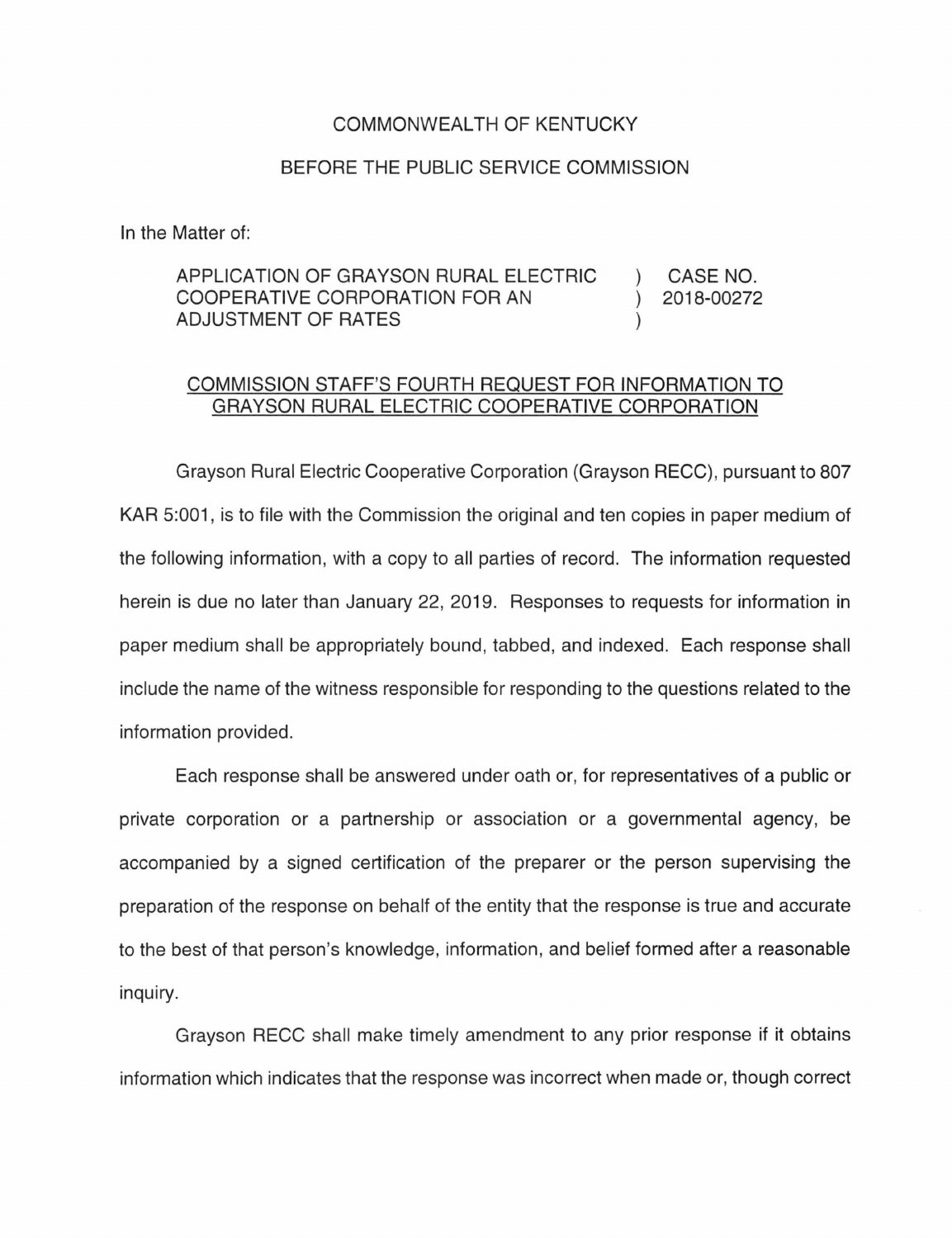COMMONWEALTH OF KENTUCKY

BEFORE THE PUBLIC SERVICE COMMISSION

In the Matter of:

| | | |
|---|---|---|
| APPLICATION OF GRAYSON RURAL ELECTRIC COOPERATIVE CORPORATION FOR AN ADJUSTMENT OF RATES | ) ) ) | CASE NO. 2018-00272 |

## COMMISSION STAFF'S FOURTH REQUEST FOR INFORMATION TO GRAYSON RURAL ELECTRIC COOPERATIVE CORPORATION

Grayson Rural Electric Cooperative Corporation (Grayson RECC), pursuant to 807 KAR 5:001, is to file with the Commission the original and ten copies in paper medium of the following information, with a copy to all parties of record. The information requested herein is due no later than January 22, 2019. Responses to requests for information in paper medium shall be appropriately bound, tabbed, and indexed. Each response shall include the name of the witness responsible for responding to the questions related to the information provided.

Each response shall be answered under oath or, for representatives of a public or private corporation or a partnership or association or a governmental agency, be accompanied by a signed certification of the preparer or the person supervising the preparation of the response on behalf of the entity that the response is true and accurate to the best of that person's knowledge, information, and belief formed after a reasonable inquiry.

Grayson RECC shall make timely amendment to any prior response if it obtains information which indicates that the response was incorrect when made or, though correct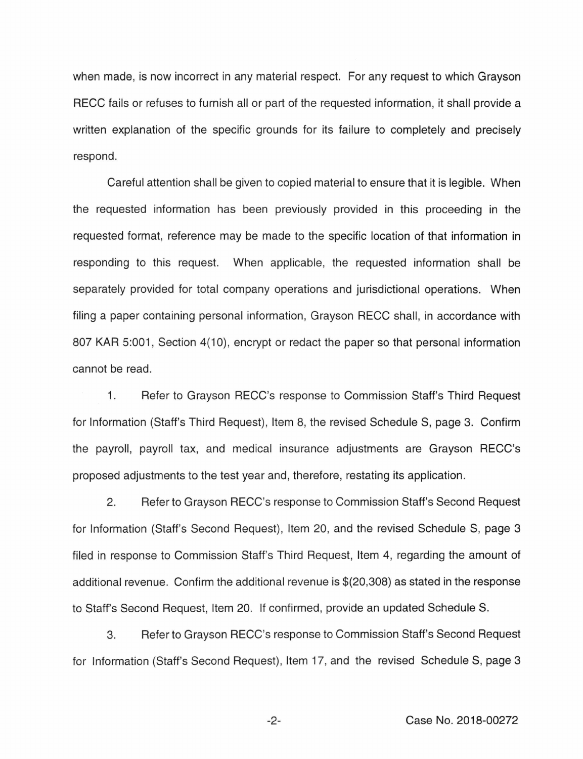when made, is now incorrect in any material respect. For any request to which Grayson RECC fails or refuses to furnish all or part of the requested information, it shall provide a written explanation of the specific grounds for its failure to completely and precisely respond.

Careful attention shall be given to copied material to ensure that it is legible. When the requested information has been previously provided in this proceeding in the requested format, reference may be made to the specific location of that information in responding to this request. When applicable, the requested information shall be separately provided for total company operations and jurisdictional operations. When filing a paper containing personal information, Grayson RECC shall, in accordance with 807 KAR 5:001, Section 4(10), encrypt or redact the paper so that personal information cannot be read.

1. Refer to Grayson RECC's response to Commission Staff's Third Request for Information (Staff's Third Request), Item 8, the revised Schedule S, page 3. Confirm the payroll, payroll tax, and medical insurance adjustments are Grayson RECC's proposed adjustments to the test year and, therefore, restating its application.

2. Refer to Grayson RECC's response to Commission Staff's Second Request for Information (Staff's Second Request), Item 20, and the revised Schedule S, page 3 filed in response to Commission Staff's Third Request, Item 4, regarding the amount of additional revenue. Confirm the additional revenue is $(20,308) as stated in the response to Staff's Second Request, Item 20. If confirmed, provide an updated Schedule S.

3. Refer to Grayson RECC's response to Commission Staff's Second Request for Information (Staff's Second Request), Item 17, and the revised Schedule S, page 3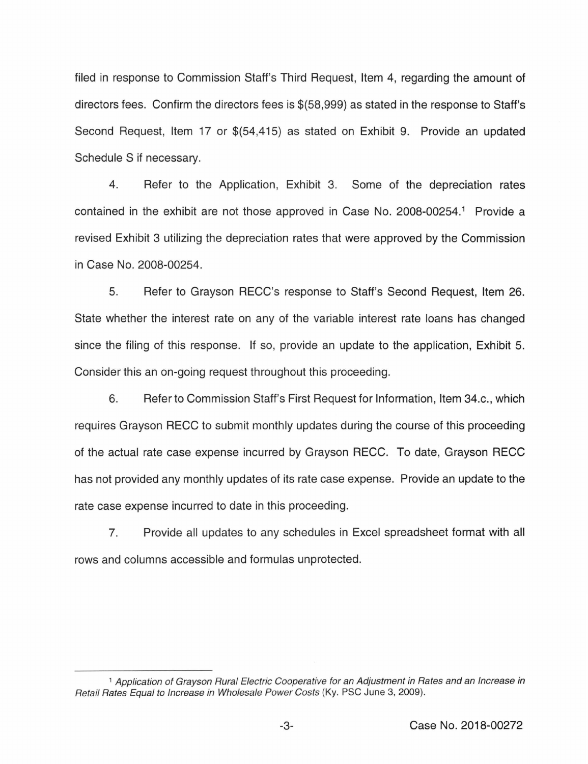filed in response to Commission Staff's Third Request, Item 4, regarding the amount of directors fees. Confirm the directors fees is $(58,999) as stated in the response to Staff's Second Request, Item 17 or $(54,415) as stated on Exhibit 9. Provide an updated Schedule S if necessary.

4. Refer to the Application, Exhibit 3. Some of the depreciation rates contained in the exhibit are not those approved in Case No. 2008-00254.[1] Provide a revised Exhibit 3 utilizing the depreciation rates that were approved by the Commission in Case No. 2008-00254.

5. Refer to Grayson RECC's response to Staff's Second Request, Item 26. State whether the interest rate on any of the variable interest rate loans has changed since the filing of this response. If so, provide an update to the application, Exhibit 5. Consider this an on-going request throughout this proceeding.

6. Refer to Commission Staff's First Request for Information, Item 34.c., which requires Grayson RECC to submit monthly updates during the course of this proceeding of the actual rate case expense incurred by Grayson RECC. To date, Grayson RECC has not provided any monthly updates of its rate case expense. Provide an update to the rate case expense incurred to date in this proceeding.

7. Provide all updates to any schedules in Excel spreadsheet format with all rows and columns accessible and formulas unprotected.

---

[1] *Application of Grayson Rural Electric Cooperative for an Adjustment in Rates and an Increase in Retail Rates Equal to Increase in Wholesale Power Costs* (Ky. PSC June 3, 2009).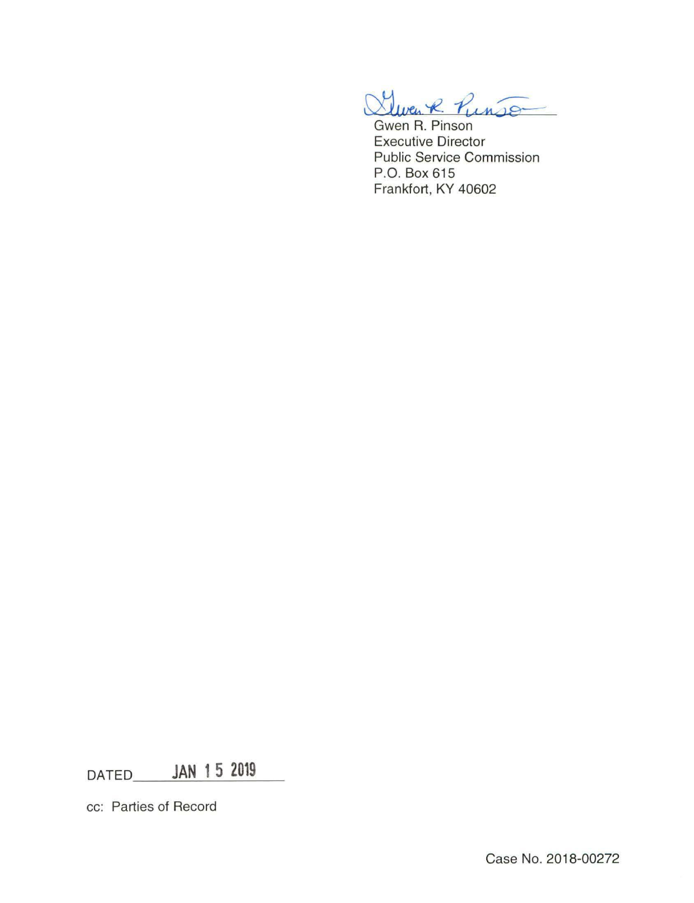Gwen R. Pinson
Executive Director
Public Service Commission
P.O. Box 615
Frankfort, KY 40602

DATED JAN 15 2019

cc: Parties of Record

Case No. 2018-00272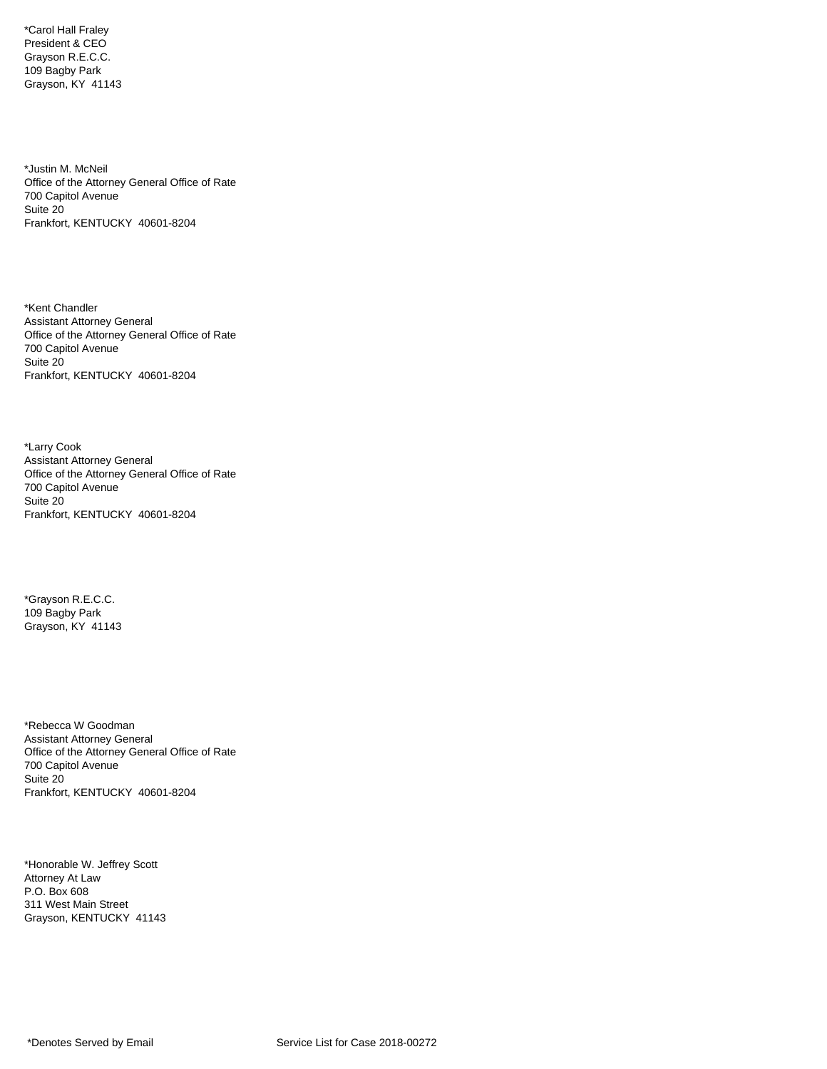*Carol Hall Fraley
President & CEO
Grayson R.E.C.C.
109 Bagby Park
Grayson, KY 41143

*Justin M. McNeil
Office of the Attorney General Office of Rate
700 Capitol Avenue
Suite 20
Frankfort, KENTUCKY 40601-8204

*Kent Chandler
Assistant Attorney General
Office of the Attorney General Office of Rate
700 Capitol Avenue
Suite 20
Frankfort, KENTUCKY 40601-8204

*Larry Cook
Assistant Attorney General
Office of the Attorney General Office of Rate
700 Capitol Avenue
Suite 20
Frankfort, KENTUCKY 40601-8204

*Grayson R.E.C.C.
109 Bagby Park
Grayson, KY 41143

*Rebecca W Goodman
Assistant Attorney General
Office of the Attorney General Office of Rate
700 Capitol Avenue
Suite 20
Frankfort, KENTUCKY 40601-8204

*Honorable W. Jeffrey Scott
Attorney At Law
P.O. Box 608
311 West Main Street
Grayson, KENTUCKY 41143

*Denotes Served by Email

Service List for Case 2018-00272